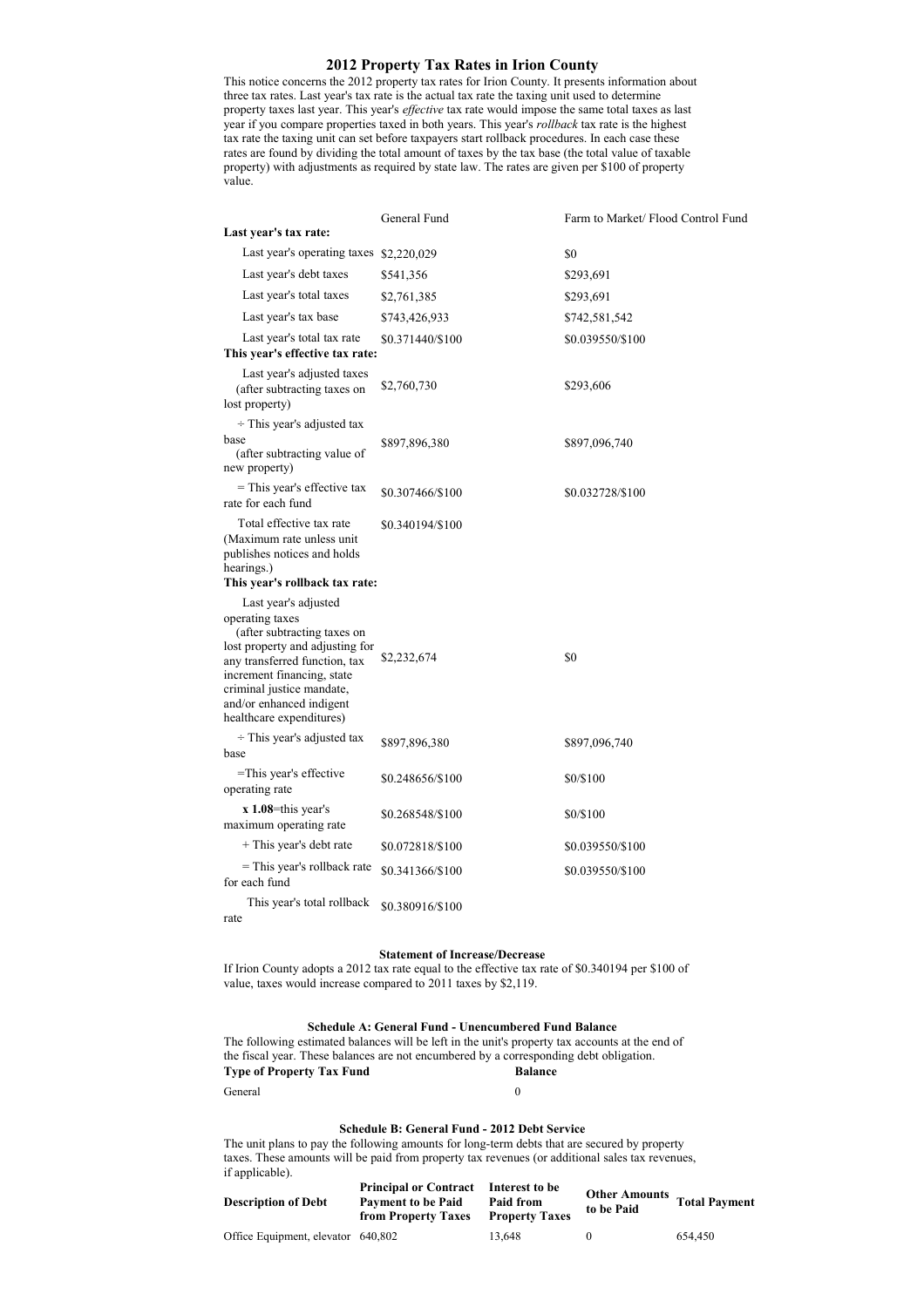# 2012 Property Tax Rates in Irion County

This notice concerns the 2012 property tax rates for Irion County. It presents information about three tax rates. Last year's tax rate is the actual tax rate the taxing unit used to determine property taxes last year. This year's *effective* tax rate would impose the same total taxes as last year if you compare properties taxed in both years. This year's *rollback* tax rate is the highest tax rate the taxing unit can set before taxpayers start rollback procedures. In each case these rates are found by dividing the total amount of taxes by the tax base (the total value of taxable property) with adjustments as required by state law. The rates are given per $100 of property value.

| | General Fund | Farm to Market/ Flood Control Fund |
|---|---|---|
| **Last year's tax rate:** | | |
| Last year's operating taxes | $2,220,029 | $0 |
| Last year's debt taxes | $541,356 | $293,691 |
| Last year's total taxes | $2,761,385 | $293,691 |
| Last year's tax base | $743,426,933 | $742,581,542 |
| Last year's total tax rate | $0.371440/$100 | $0.039550/$100 |
| **This year's effective tax rate:** | | |
| Last year's adjusted taxes (after subtracting taxes on lost property) | $2,760,730 | $293,606 |
| ÷ This year's adjusted tax base (after subtracting value of new property) | $897,896,380 | $897,096,740 |
| = This year's effective tax rate for each fund | $0.307466/$100 | $0.032728/$100 |
| Total effective tax rate (Maximum rate unless unit publishes notices and holds hearings.) | $0.340194/$100 | |
| **This year's rollback tax rate:** | | |
| Last year's adjusted operating taxes (after subtracting taxes on lost property and adjusting for any transferred function, tax increment financing, state criminal justice mandate, and/or enhanced indigent healthcare expenditures) | $2,232,674 | $0 |
| ÷ This year's adjusted tax base | $897,896,380 | $897,096,740 |
| =This year's effective operating rate | $0.248656/$100 | $0/$100 |
| **x 1.08**=this year's maximum operating rate | $0.268548/$100 | $0/$100 |
| + This year's debt rate | $0.072818/$100 | $0.039550/$100 |
| = This year's rollback rate for each fund | $0.341366/$100 | $0.039550/$100 |
| This year's total rollback rate | $0.380916/$100 | |

### Statement of Increase/Decrease

If Irion County adopts a 2012 tax rate equal to the effective tax rate of $0.340194 per $100 of value, taxes would increase compared to 2011 taxes by $2,119.

### Schedule A: General Fund - Unencumbered Fund Balance

The following estimated balances will be left in the unit's property tax accounts at the end of the fiscal year. These balances are not encumbered by a corresponding debt obligation.

| Type of Property Tax Fund | Balance |
|---|---|
| General | 0 |

### Schedule B: General Fund - 2012 Debt Service

The unit plans to pay the following amounts for long-term debts that are secured by property taxes. These amounts will be paid from property tax revenues (or additional sales tax revenues, if applicable).

| Description of Debt | Principal or Contract Payment to be Paid from Property Taxes | Interest to be Paid from Property Taxes | Other Amounts to be Paid | Total Payment |
|---|---|---|---|---|
| Office Equipment, elevator | 640,802 | 13,648 | 0 | 654,450 |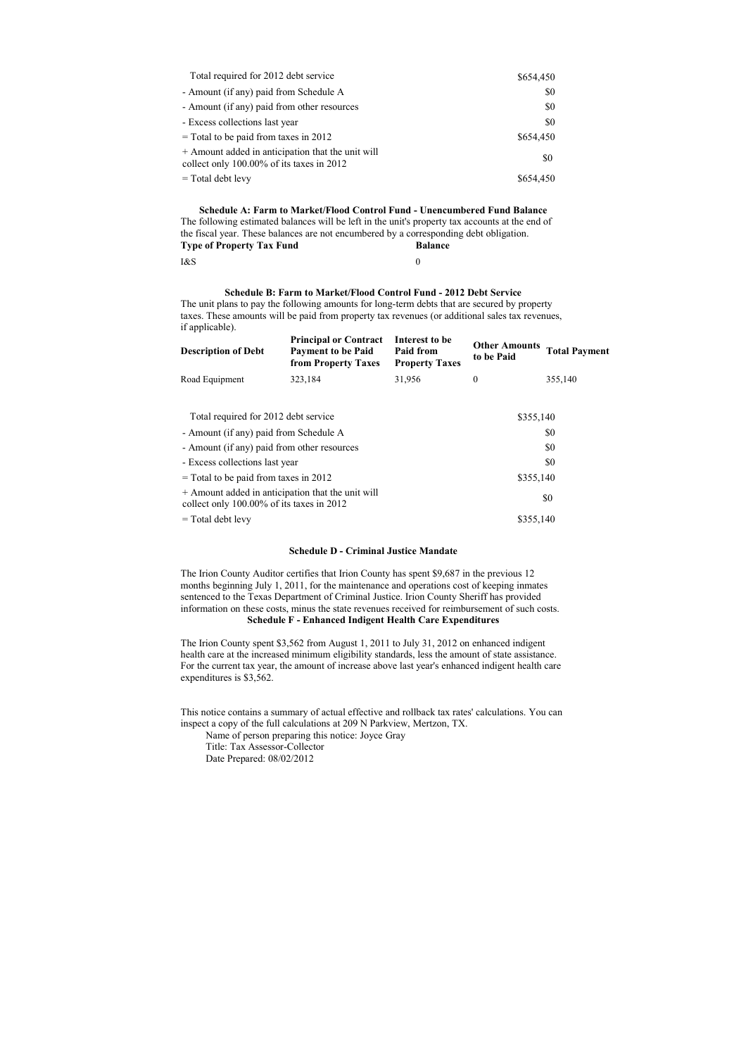| | |
|---|---|
| Total required for 2012 debt service | \$654,450 |
| - Amount (if any) paid from Schedule A | \$0 |
| - Amount (if any) paid from other resources | \$0 |
| - Excess collections last year | \$0 |
| = Total to be paid from taxes in 2012 | \$654,450 |
| + Amount added in anticipation that the unit will collect only 100.00% of its taxes in 2012 | \$0 |
| = Total debt levy | \$654,450 |

**Schedule A: Farm to Market/Flood Control Fund - Unencumbered Fund Balance**

The following estimated balances will be left in the unit's property tax accounts at the end of the fiscal year. These balances are not encumbered by a corresponding debt obligation.

| Type of Property Tax Fund | Balance |
|---|---|
| I&S | 0 |

**Schedule B: Farm to Market/Flood Control Fund - 2012 Debt Service**

The unit plans to pay the following amounts for long-term debts that are secured by property taxes. These amounts will be paid from property tax revenues (or additional sales tax revenues, if applicable).

| Description of Debt | Principal or Contract Payment to be Paid from Property Taxes | Interest to be Paid from Property Taxes | Other Amounts to be Paid | Total Payment |
|---|---|---|---|---|
| Road Equipment | 323,184 | 31,956 | 0 | 355,140 |

| | |
|---|---|
| Total required for 2012 debt service | \$355,140 |
| - Amount (if any) paid from Schedule A | \$0 |
| - Amount (if any) paid from other resources | \$0 |
| - Excess collections last year | \$0 |
| = Total to be paid from taxes in 2012 | \$355,140 |
| + Amount added in anticipation that the unit will collect only 100.00% of its taxes in 2012 | \$0 |
| = Total debt levy | \$355,140 |

**Schedule D - Criminal Justice Mandate**

The Irion County Auditor certifies that Irion County has spent \$9,687 in the previous 12 months beginning July 1, 2011, for the maintenance and operations cost of keeping inmates sentenced to the Texas Department of Criminal Justice. Irion County Sheriff has provided information on these costs, minus the state revenues received for reimbursement of such costs.

**Schedule F - Enhanced Indigent Health Care Expenditures**

The Irion County spent \$3,562 from August 1, 2011 to July 31, 2012 on enhanced indigent health care at the increased minimum eligibility standards, less the amount of state assistance. For the current tax year, the amount of increase above last year's enhanced indigent health care expenditures is \$3,562.

This notice contains a summary of actual effective and rollback tax rates' calculations. You can inspect a copy of the full calculations at 209 N Parkview, Mertzon, TX.

Name of person preparing this notice: Joyce Gray
Title: Tax Assessor-Collector
Date Prepared: 08/02/2012